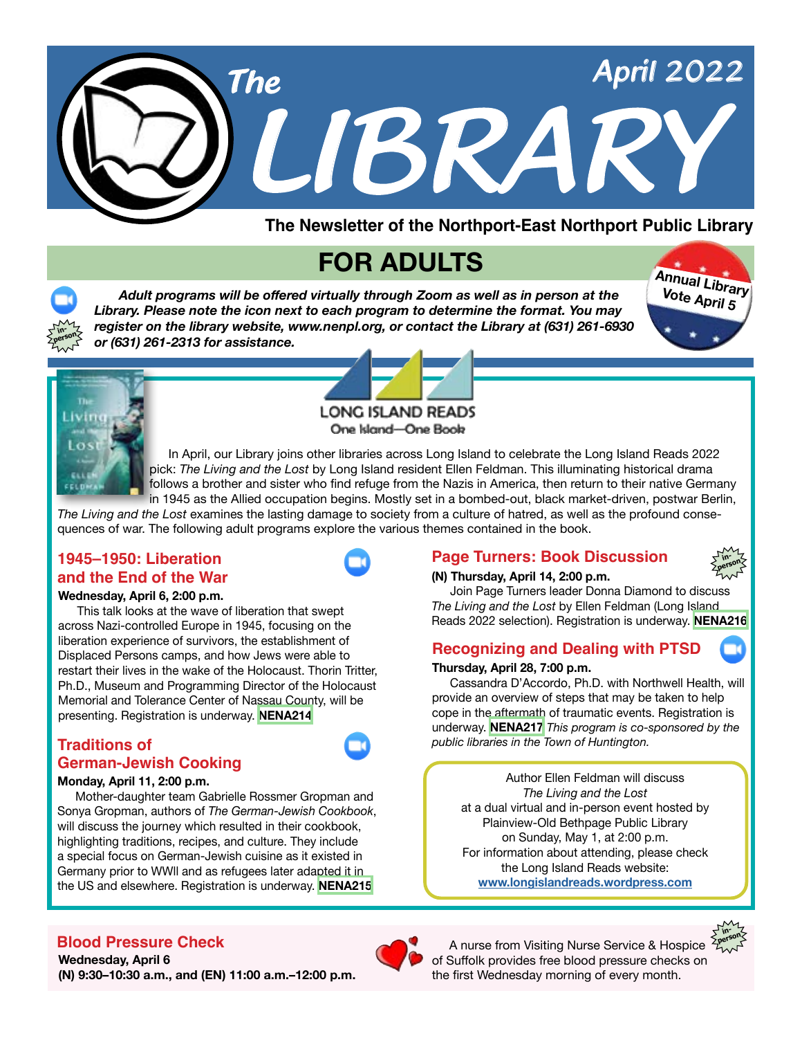# The LIBRARY

April 2022

**The Newsletter of the Northport-East Northport Public Library**

## FOR ADULTS

**Annual Library Vote April 5**

***Adult programs will be offered virtually through Zoom as well as in person at the Library. Please note the icon next to each program to determine the format. You may register on the library website, www.nenpl.org, or contact the Library at (631) 261-6930 or (631) 261-2313 for assistance.***

LONG ISLAND READS
One Island—One Book

In April, our Library joins other libraries across Long Island to celebrate the Long Island Reads 2022 pick: *The Living and the Lost* by Long Island resident Ellen Feldman. This illuminating historical drama follows a brother and sister who find refuge from the Nazis in America, then return to their native Germany in 1945 as the Allied occupation begins. Mostly set in a bombed-out, black market-driven, postwar Berlin, *The Living and the Lost* examines the lasting damage to society from a culture of hatred, as well as the profound consequences of war. The following adult programs explore the various themes contained in the book.

### 1945–1950: Liberation and the End of the War

**Wednesday, April 6, 2:00 p.m.**

This talk looks at the wave of liberation that swept across Nazi-controlled Europe in 1945, focusing on the liberation experience of survivors, the establishment of Displaced Persons camps, and how Jews were able to restart their lives in the wake of the Holocaust. Thorin Tritter, Ph.D., Museum and Programming Director of the Holocaust Memorial and Tolerance Center of Nassau County, will be presenting. Registration is underway. **NENA214**

### Traditions of German-Jewish Cooking

**Monday, April 11, 2:00 p.m.**

Mother-daughter team Gabrielle Rossmer Gropman and Sonya Gropman, authors of *The German-Jewish Cookbook*, will discuss the journey which resulted in their cookbook, highlighting traditions, recipes, and culture. They include a special focus on German-Jewish cuisine as it existed in Germany prior to WWII and as refugees later adapted it in the US and elsewhere. Registration is underway. **NENA215**

### Page Turners: Book Discussion

**(N) Thursday, April 14, 2:00 p.m.**

Join Page Turners leader Donna Diamond to discuss *The Living and the Lost* by Ellen Feldman (Long Island Reads 2022 selection). Registration is underway. **NENA216**

### Recognizing and Dealing with PTSD

**Thursday, April 28, 7:00 p.m.**

Cassandra D'Accordo, Ph.D. with Northwell Health, will provide an overview of steps that may be taken to help cope in the aftermath of traumatic events. Registration is underway. **NENA217** *This program is co-sponsored by the public libraries in the Town of Huntington.*

Author Ellen Feldman will discuss
*The Living and the Lost*
at a dual virtual and in-person event hosted by
Plainview-Old Bethpage Public Library
on Sunday, May 1, at 2:00 p.m.
For information about attending, please check
the Long Island Reads website:
www.longislandreads.wordpress.com

### Blood Pressure Check

**Wednesday, April 6**
**(N) 9:30–10:30 a.m., and (EN) 11:00 a.m.–12:00 p.m.**

A nurse from Visiting Nurse Service & Hospice of Suffolk provides free blood pressure checks on the first Wednesday morning of every month.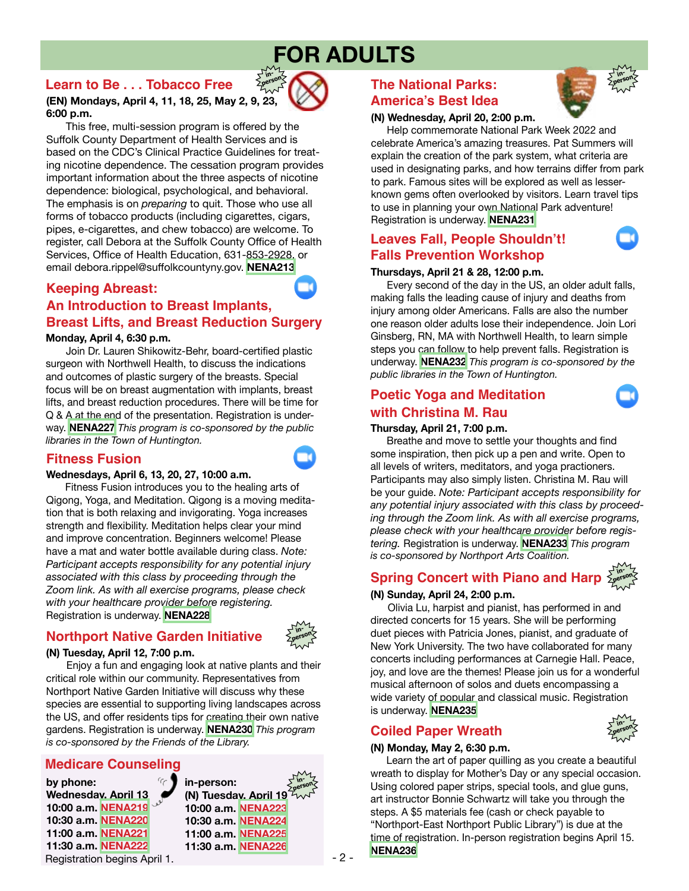# FOR ADULTS

## Learn to Be . . . Tobacco Free

**(EN) Mondays, April 4, 11, 18, 25, May 2, 9, 23, 6:00 p.m.**

This free, multi-session program is offered by the Suffolk County Department of Health Services and is based on the CDC's Clinical Practice Guidelines for treating nicotine dependence. The cessation program provides important information about the three aspects of nicotine dependence: biological, psychological, and behavioral. The emphasis is on *preparing* to quit. Those who use all forms of tobacco products (including cigarettes, cigars, pipes, e-cigarettes, and chew tobacco) are welcome. To register, call Debora at the Suffolk County Office of Health Services, Office of Health Education, 631-853-2928, or email debora.rippel@suffolkcountyny.gov. **NENA213**

## Keeping Abreast: An Introduction to Breast Implants, Breast Lifts, and Breast Reduction Surgery

**Monday, April 4, 6:30 p.m.**

Join Dr. Lauren Shikowitz-Behr, board-certified plastic surgeon with Northwell Health, to discuss the indications and outcomes of plastic surgery of the breasts. Special focus will be on breast augmentation with implants, breast lifts, and breast reduction procedures. There will be time for Q & A at the end of the presentation. Registration is underway. **NENA227** *This program is co-sponsored by the public libraries in the Town of Huntington.*

## Fitness Fusion

**Wednesdays, April 6, 13, 20, 27, 10:00 a.m.**

Fitness Fusion introduces you to the healing arts of Qigong, Yoga, and Meditation. Qigong is a moving meditation that is both relaxing and invigorating. Yoga increases strength and flexibility. Meditation helps clear your mind and improve concentration. Beginners welcome! Please have a mat and water bottle available during class. *Note: Participant accepts responsibility for any potential injury associated with this class by proceeding through the Zoom link. As with all exercise programs, please check with your healthcare provider before registering.* Registration is underway. **NENA228**

## Northport Native Garden Initiative

**(N) Tuesday, April 12, 7:00 p.m.**

Enjoy a fun and engaging look at native plants and their critical role within our community. Representatives from Northport Native Garden Initiative will discuss why these species are essential to supporting living landscapes across the US, and offer residents tips for creating their own native gardens. Registration is underway. **NENA230** *This program is co-sponsored by the Friends of the Library.*

## Medicare Counseling

| by phone: Wednesday, April 13 | in-person: (N) Tuesday, April 19 |
|---|---|
| 10:00 a.m. **NENA219** | 10:00 a.m. **NENA223** |
| 10:30 a.m. **NENA220** | 10:30 a.m. **NENA224** |
| 11:00 a.m. **NENA221** | 11:00 a.m. **NENA225** |
| 11:30 a.m. **NENA222** | 11:30 a.m. **NENA226** |

Registration begins April 1.

## The National Parks: America's Best Idea

**(N) Wednesday, April 20, 2:00 p.m.**

Help commemorate National Park Week 2022 and celebrate America's amazing treasures. Pat Summers will explain the creation of the park system, what criteria are used in designating parks, and how terrains differ from park to park. Famous sites will be explored as well as lesser-known gems often overlooked by visitors. Learn travel tips to use in planning your own National Park adventure! Registration is underway. **NENA231**

## Leaves Fall, People Shouldn't! Falls Prevention Workshop

**Thursday, April 21 & 28, 12:00 p.m.**

Every second of the day in the US, an older adult falls, making falls the leading cause of injury and deaths from injury among older Americans. Falls are also the number one reason older adults lose their independence. Join Lori Ginsberg, RN, MA with Northwell Health, to learn simple steps you can follow to help prevent falls. Registration is underway. **NENA232** *This program is co-sponsored by the public libraries in the Town of Huntington.*

## Poetic Yoga and Meditation with Christina M. Rau

**Thursday, April 21, 7:00 p.m.**

Breathe and move to settle your thoughts and find some inspiration, then pick up a pen and write. Open to all levels of writers, meditators, and yoga practioners. Participants may also simply listen. Christina M. Rau will be your guide. *Note: Participant accepts responsibility for any potential injury associated with this class by proceeding through the Zoom link. As with all exercise programs, please check with your healthcare provider before registering.* Registration is underway. **NENA233** *This program is co-sponsored by Northport Arts Coalition.*

## Spring Concert with Piano and Harp

**(N) Sunday, April 24, 2:00 p.m.**

Olivia Lu, harpist and pianist, has performed in and directed concerts for 15 years. She will be performing duet pieces with Patricia Jones, pianist, and graduate of New York University. The two have collaborated for many concerts including performances at Carnegie Hall. Peace, joy, and love are the themes! Please join us for a wonderful musical afternoon of solos and duets encompassing a wide variety of popular and classical music. Registration is underway. **NENA235**

## Coiled Paper Wreath

**(N) Monday, May 2, 6:30 p.m.**

Learn the art of paper quilling as you create a beautiful wreath to display for Mother's Day or any special occasion. Using colored paper strips, special tools, and glue guns, art instructor Bonnie Schwartz will take you through the steps. A $5 materials fee (cash or check payable to "Northport-East Northport Public Library") is due at the time of registration. In-person registration begins April 15. **NENA236**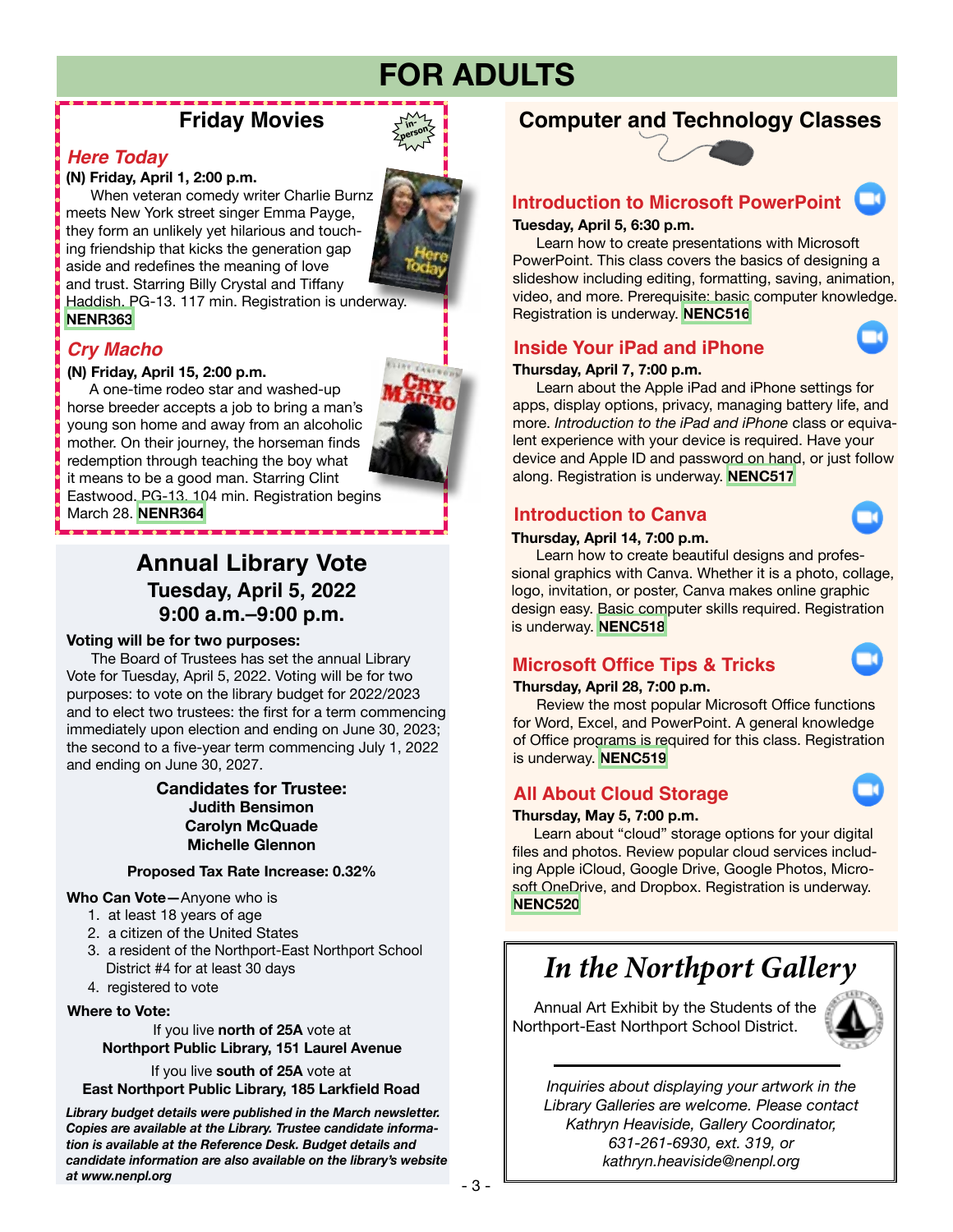# FOR ADULTS

## Friday Movies

in-person

### *Here Today*

**(N) Friday, April 1, 2:00 p.m.**

When veteran comedy writer Charlie Burnz meets New York street singer Emma Payge, they form an unlikely yet hilarious and touching friendship that kicks the generation gap aside and redefines the meaning of love and trust. Starring Billy Crystal and Tiffany Haddish. PG-13. 117 min. Registration is underway. **NENR363**

### *Cry Macho*

**(N) Friday, April 15, 2:00 p.m.**

A one-time rodeo star and washed-up horse breeder accepts a job to bring a man's young son home and away from an alcoholic mother. On their journey, the horseman finds redemption through teaching the boy what it means to be a good man. Starring Clint Eastwood. PG-13. 104 min. Registration begins March 28. **NENR364**

## Annual Library Vote
### Tuesday, April 5, 2022
### 9:00 a.m.–9:00 p.m.

**Voting will be for two purposes:**

The Board of Trustees has set the annual Library Vote for Tuesday, April 5, 2022. Voting will be for two purposes: to vote on the library budget for 2022/2023 and to elect two trustees: the first for a term commencing immediately upon election and ending on June 30, 2023; the second to a five-year term commencing July 1, 2022 and ending on June 30, 2027.

**Candidates for Trustee:**
**Judith Bensimon**
**Carolyn McQuade**
**Michelle Glennon**

**Proposed Tax Rate Increase: 0.32%**

**Who Can Vote—**Anyone who is

1. at least 18 years of age
2. a citizen of the United States
3. a resident of the Northport-East Northport School District #4 for at least 30 days
4. registered to vote

**Where to Vote:**

If you live **north of 25A** vote at
**Northport Public Library, 151 Laurel Avenue**

If you live **south of 25A** vote at
**East Northport Public Library, 185 Larkfield Road**

***Library budget details were published in the March newsletter. Copies are available at the Library. Trustee candidate information is available at the Reference Desk. Budget details and candidate information are also available on the library's website at www.nenpl.org***

## Computer and Technology Classes

### Introduction to Microsoft PowerPoint

**Tuesday, April 5, 6:30 p.m.**

Learn how to create presentations with Microsoft PowerPoint. This class covers the basics of designing a slideshow including editing, formatting, saving, animation, video, and more. Prerequisite: basic computer knowledge. Registration is underway. **NENC516**

### Inside Your iPad and iPhone

**Thursday, April 7, 7:00 p.m.**

Learn about the Apple iPad and iPhone settings for apps, display options, privacy, managing battery life, and more. *Introduction to the iPad and iPhone* class or equivalent experience with your device is required. Have your device and Apple ID and password on hand, or just follow along. Registration is underway. **NENC517**

### Introduction to Canva

**Thursday, April 14, 7:00 p.m.**

Learn how to create beautiful designs and professional graphics with Canva. Whether it is a photo, collage, logo, invitation, or poster, Canva makes online graphic design easy. Basic computer skills required. Registration is underway. **NENC518**

### Microsoft Office Tips & Tricks

**Thursday, April 28, 7:00 p.m.**

Review the most popular Microsoft Office functions for Word, Excel, and PowerPoint. A general knowledge of Office programs is required for this class. Registration is underway. **NENC519**

### All About Cloud Storage

**Thursday, May 5, 7:00 p.m.**

Learn about "cloud" storage options for your digital files and photos. Review popular cloud services including Apple iCloud, Google Drive, Google Photos, Microsoft OneDrive, and Dropbox. Registration is underway. **NENC520**

## *In the Northport Gallery*

Annual Art Exhibit by the Students of the Northport-East Northport School District.

*Inquiries about displaying your artwork in the Library Galleries are welcome. Please contact Kathryn Heaviside, Gallery Coordinator, 631-261-6930, ext. 319, or kathryn.heaviside@nenpl.org*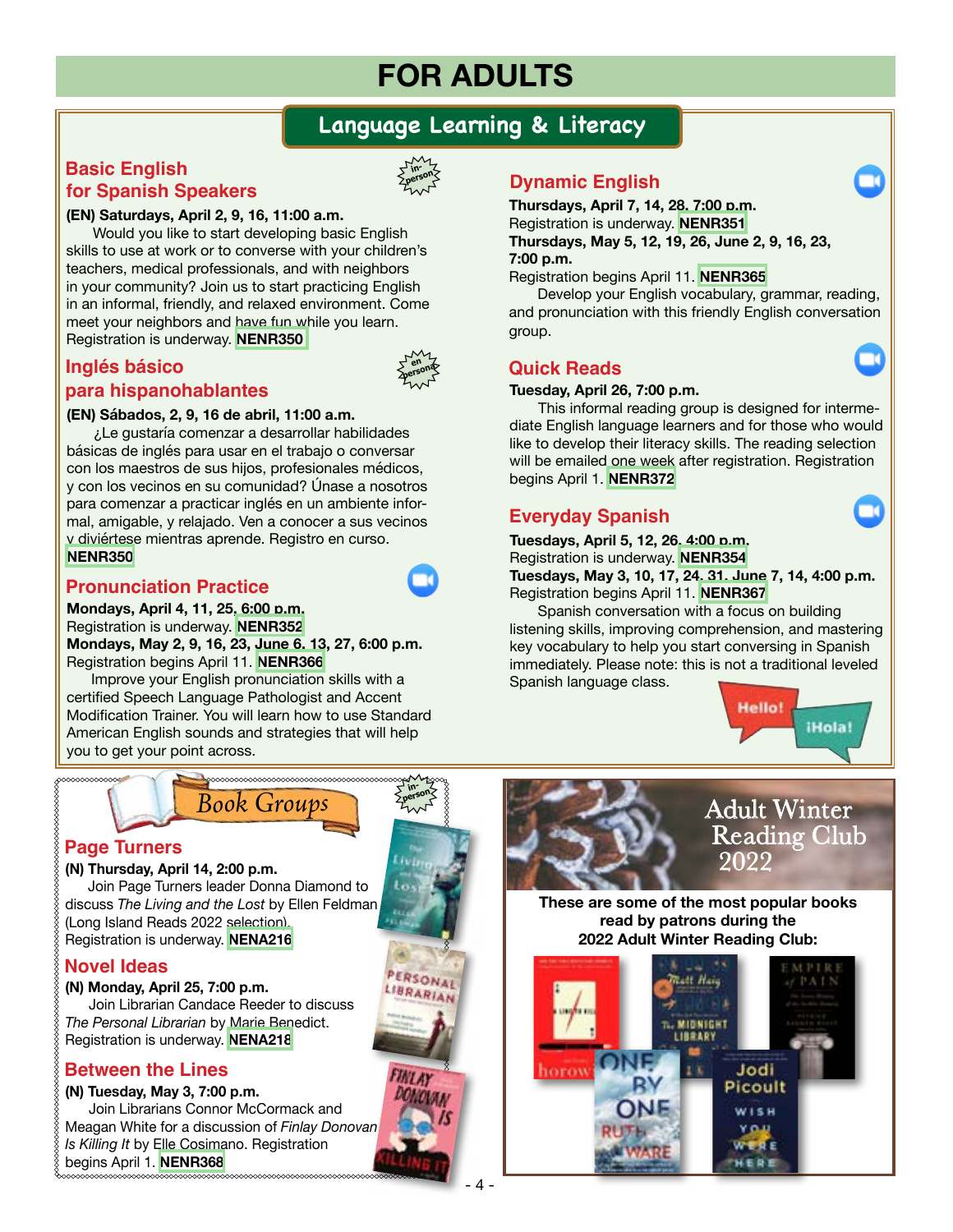# FOR ADULTS

## Language Learning & Literacy

### Basic English for Spanish Speakers

in-person

**(EN) Saturdays, April 2, 9, 16, 11:00 a.m.**

Would you like to start developing basic English skills to use at work or to converse with your children's teachers, medical professionals, and with neighbors in your community? Join us to start practicing English in an informal, friendly, and relaxed environment. Come meet your neighbors and have fun while you learn. Registration is underway. **NENR350**

### Inglés básico para hispanohablantes

en persona

**(EN) Sábados, 2, 9, 16 de abril, 11:00 a.m.**

¿Le gustaría comenzar a desarrollar habilidades básicas de inglés para usar en el trabajo o conversar con los maestros de sus hijos, profesionales médicos, y con los vecinos en su comunidad? Únase a nosotros para comenzar a practicar inglés en un ambiente informal, amigable, y relajado. Ven a conocer a sus vecinos y diviértese mientras aprende. Registro en curso. **NENR350**

### Pronunciation Practice

**Mondays, April 4, 11, 25, 6:00 p.m.**
Registration is underway. **NENR352**
**Mondays, May 2, 9, 16, 23, June 6, 13, 27, 6:00 p.m.**
Registration begins April 11. **NENR366**

Improve your English pronunciation skills with a certified Speech Language Pathologist and Accent Modification Trainer. You will learn how to use Standard American English sounds and strategies that will help you to get your point across.

### Dynamic English

**Thursdays, April 7, 14, 28, 7:00 p.m.**
Registration is underway. **NENR351**
**Thursdays, May 5, 12, 19, 26, June 2, 9, 16, 23, 7:00 p.m.**
Registration begins April 11. **NENR365**

Develop your English vocabulary, grammar, reading, and pronunciation with this friendly English conversation group.

### Quick Reads

**Tuesday, April 26, 7:00 p.m.**

This informal reading group is designed for intermediate English language learners and for those who would like to develop their literacy skills. The reading selection will be emailed one week after registration. Registration begins April 1. **NENR372**

### Everyday Spanish

**Tuesdays, April 5, 12, 26, 4:00 p.m.**
Registration is underway. **NENR354**
**Tuesdays, May 3, 10, 17, 24, 31, June 7, 14, 4:00 p.m.**
Registration begins April 11. **NENR367**

Spanish conversation with a focus on building listening skills, improving comprehension, and mastering key vocabulary to help you start conversing in Spanish immediately. Please note: this is not a traditional leveled Spanish language class.

## Book Groups

in-person

### Page Turners

**(N) Thursday, April 14, 2:00 p.m.**

Join Page Turners leader Donna Diamond to discuss *The Living and the Lost* by Ellen Feldman (Long Island Reads 2022 selection). Registration is underway. **NENA216**

### Novel Ideas

**(N) Monday, April 25, 7:00 p.m.**

Join Librarian Candace Reeder to discuss *The Personal Librarian* by Marie Benedict. Registration is underway. **NENA218**

### Between the Lines

**(N) Tuesday, May 3, 7:00 p.m.**

Join Librarians Connor McCormack and Meagan White for a discussion of *Finlay Donovan Is Killing It* by Elle Cosimano. Registration begins April 1. **NENR368**

## Adult Winter Reading Club 2022

**These are some of the most popular books read by patrons during the 2022 Adult Winter Reading Club:**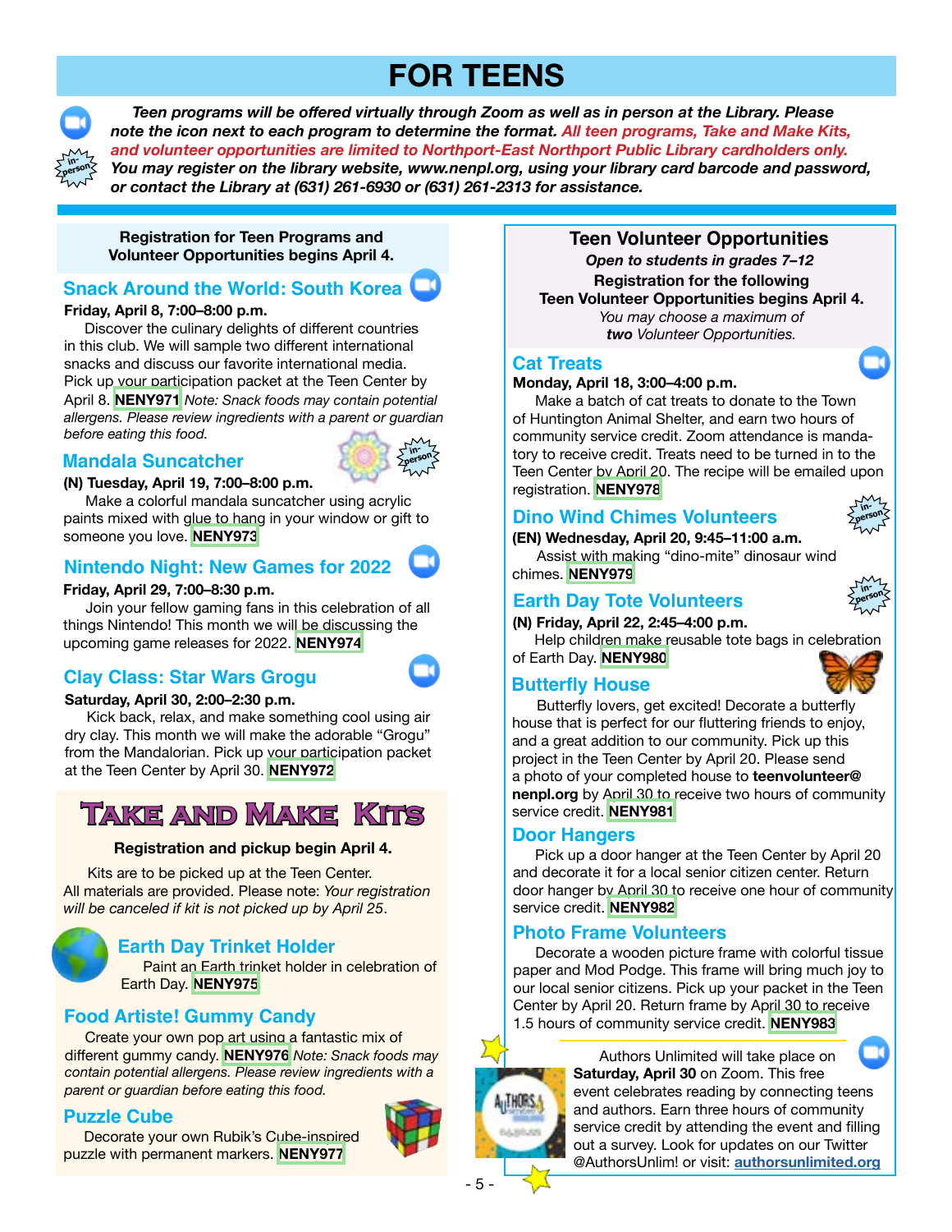# FOR TEENS

***Teen programs will be offered virtually through Zoom as well as in person at the Library. Please note the icon next to each program to determine the format. All teen programs, Take and Make Kits, and volunteer opportunities are limited to Northport-East Northport Public Library cardholders only. You may register on the library website, www.nenpl.org, using your library card barcode and password, or contact the Library at (631) 261-6930 or (631) 261-2313 for assistance.***

**Registration for Teen Programs and Volunteer Opportunities begins April 4.**

## Snack Around the World: South Korea

**Friday, April 8, 7:00–8:00 p.m.**

Discover the culinary delights of different countries in this club. We will sample two different international snacks and discuss our favorite international media. Pick up your participation packet at the Teen Center by April 8. **NENY971** *Note: Snack foods may contain potential allergens. Please review ingredients with a parent or guardian before eating this food.*

## Mandala Suncatcher

**(N) Tuesday, April 19, 7:00–8:00 p.m.**

Make a colorful mandala suncatcher using acrylic paints mixed with glue to hang in your window or gift to someone you love. **NENY973**

## Nintendo Night: New Games for 2022

**Friday, April 29, 7:00–8:30 p.m.**

Join your fellow gaming fans in this celebration of all things Nintendo! This month we will be discussing the upcoming game releases for 2022. **NENY974**

## Clay Class: Star Wars Grogu

**Saturday, April 30, 2:00–2:30 p.m.**

Kick back, relax, and make something cool using air dry clay. This month we will make the adorable "Grogu" from the Mandalorian. Pick up your participation packet at the Teen Center by April 30. **NENY972**

# Take and Make Kits

**Registration and pickup begin April 4.**

Kits are to be picked up at the Teen Center. All materials are provided. Please note: *Your registration will be canceled if kit is not picked up by April 25*.

## Earth Day Trinket Holder

Paint an Earth trinket holder in celebration of Earth Day. **NENY975**

## Food Artiste! Gummy Candy

Create your own pop art using a fantastic mix of different gummy candy. **NENY976** *Note: Snack foods may contain potential allergens. Please review ingredients with a parent or guardian before eating this food.*

## Puzzle Cube

Decorate your own Rubik's Cube-inspired puzzle with permanent markers. **NENY977**

# Teen Volunteer Opportunities

***Open to students in grades 7–12***

**Registration for the following Teen Volunteer Opportunities begins April 4.**

*You may choose a maximum of* ***two*** *Volunteer Opportunities.*

## Cat Treats

**Monday, April 18, 3:00–4:00 p.m.**

Make a batch of cat treats to donate to the Town of Huntington Animal Shelter, and earn two hours of community service credit. Zoom attendance is mandatory to receive credit. Treats need to be turned in to the Teen Center by April 20. The recipe will be emailed upon registration. **NENY978**

## Dino Wind Chimes Volunteers

**(EN) Wednesday, April 20, 9:45–11:00 a.m.**

Assist with making "dino-mite" dinosaur wind chimes. **NENY979**

## Earth Day Tote Volunteers

**(N) Friday, April 22, 2:45–4:00 p.m.**

Help children make reusable tote bags in celebration of Earth Day. **NENY980**

## Butterfly House

Butterfly lovers, get excited! Decorate a butterfly house that is perfect for our fluttering friends to enjoy, and a great addition to our community. Pick up this project in the Teen Center by April 20. Please send a photo of your completed house to **teenvolunteer@nenpl.org** by April 30 to receive two hours of community service credit. **NENY981**

## Door Hangers

Pick up a door hanger at the Teen Center by April 20 and decorate it for a local senior citizen center. Return door hanger by April 30 to receive one hour of community service credit. **NENY982**

## Photo Frame Volunteers

Decorate a wooden picture frame with colorful tissue paper and Mod Podge. This frame will bring much joy to our local senior citizens. Pick up your packet in the Teen Center by April 20. Return frame by April 30 to receive 1.5 hours of community service credit. **NENY983**

Authors Unlimited will take place on **Saturday, April 30** on Zoom. This free event celebrates reading by connecting teens and authors. Earn three hours of community service credit by attending the event and filling out a survey. Look for updates on our Twitter @AuthorsUnlim! or visit: **authorsunlimited.org**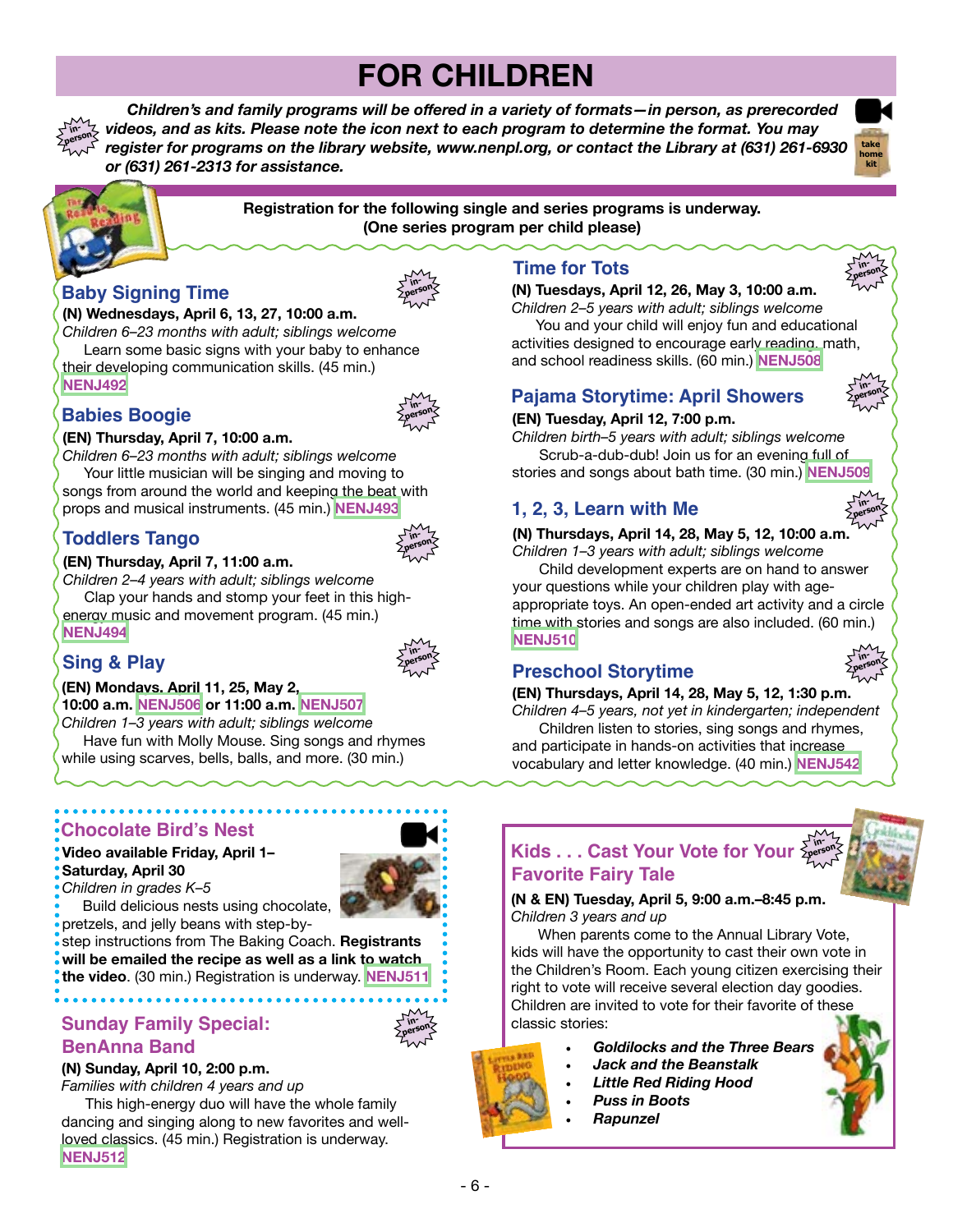# FOR CHILDREN

***Children's and family programs will be offered in a variety of formats—in person, as prerecorded videos, and as kits. Please note the icon next to each program to determine the format. You may register for programs on the library website, www.nenpl.org, or contact the Library at (631) 261-6930 or (631) 261-2313 for assistance.***

**Registration for the following single and series programs is underway. (One series program per child please)**

## Baby Signing Time

**(N) Wednesdays, April 6, 13, 27, 10:00 a.m.**
*Children 6–23 months with adult; siblings welcome*
Learn some basic signs with your baby to enhance their developing communication skills. (45 min.) **NENJ492**

## Babies Boogie

**(EN) Thursday, April 7, 10:00 a.m.**
*Children 6–23 months with adult; siblings welcome*
Your little musician will be singing and moving to songs from around the world and keeping the beat with props and musical instruments. (45 min.) **NENJ493**

## Toddlers Tango

**(EN) Thursday, April 7, 11:00 a.m.**
*Children 2–4 years with adult; siblings welcome*
Clap your hands and stomp your feet in this high-energy music and movement program. (45 min.) **NENJ494**

## Sing & Play

**(EN) Mondays, April 11, 25, May 2, 10:00 a.m. NENJ506 or 11:00 a.m. NENJ507**
*Children 1–3 years with adult; siblings welcome*
Have fun with Molly Mouse. Sing songs and rhymes while using scarves, bells, balls, and more. (30 min.)

## Time for Tots

**(N) Tuesdays, April 12, 26, May 3, 10:00 a.m.**
*Children 2–5 years with adult; siblings welcome*
You and your child will enjoy fun and educational activities designed to encourage early reading, math, and school readiness skills. (60 min.) **NENJ508**

## Pajama Storytime: April Showers

**(EN) Tuesday, April 12, 7:00 p.m.**
*Children birth–5 years with adult; siblings welcome*
Scrub-a-dub-dub! Join us for an evening full of stories and songs about bath time. (30 min.) **NENJ509**

## 1, 2, 3, Learn with Me

**(N) Thursdays, April 14, 28, May 5, 12, 10:00 a.m.**
*Children 1–3 years with adult; siblings welcome*
Child development experts are on hand to answer your questions while your children play with age-appropriate toys. An open-ended art activity and a circle time with stories and songs are also included. (60 min.) **NENJ510**

## Preschool Storytime

**(EN) Thursdays, April 14, 28, May 5, 12, 1:30 p.m.**
*Children 4–5 years, not yet in kindergarten; independent*
Children listen to stories, sing songs and rhymes, and participate in hands-on activities that increase vocabulary and letter knowledge. (40 min.) **NENJ542**

## Chocolate Bird's Nest

**Video available Friday, April 1–Saturday, April 30**
*Children in grades K–5*
Build delicious nests using chocolate, pretzels, and jelly beans with step-by-step instructions from The Baking Coach. **Registrants will be emailed the recipe as well as a link to watch the video**. (30 min.) Registration is underway. **NENJ511**

## Sunday Family Special: BenAnna Band

**(N) Sunday, April 10, 2:00 p.m.**
*Families with children 4 years and up*
This high-energy duo will have the whole family dancing and singing along to new favorites and well-loved classics. (45 min.) Registration is underway. **NENJ512**

## Kids . . . Cast Your Vote for Your Favorite Fairy Tale

**(N & EN) Tuesday, April 5, 9:00 a.m.–8:45 p.m.**
*Children 3 years and up*
When parents come to the Annual Library Vote, kids will have the opportunity to cast their own vote in the Children's Room. Each young citizen exercising their right to vote will receive several election day goodies. Children are invited to vote for their favorite of these classic stories:

- ***Goldilocks and the Three Bears***
- ***Jack and the Beanstalk***
- ***Little Red Riding Hood***
- ***Puss in Boots***
- ***Rapunzel***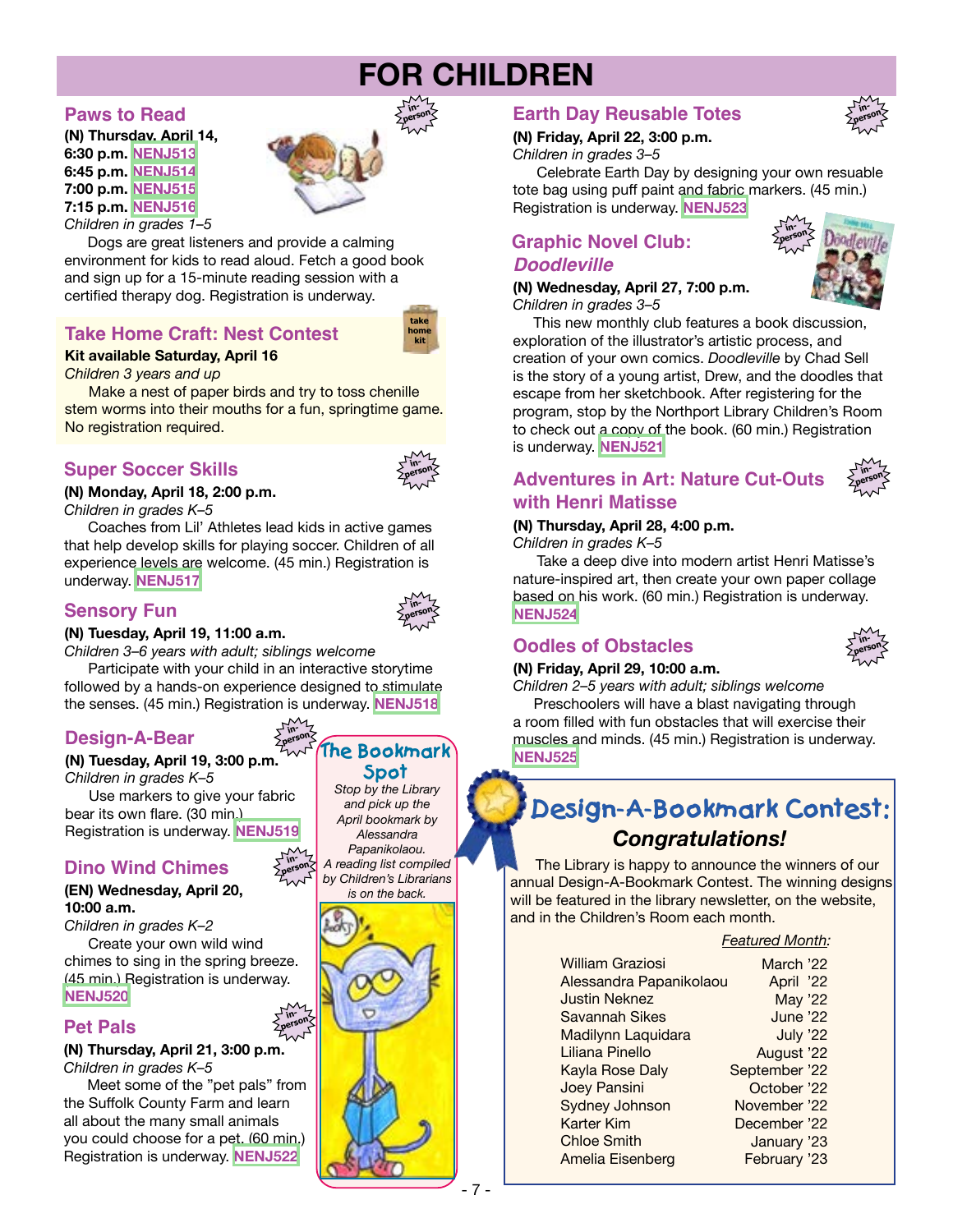# FOR CHILDREN

## Paws to Read

in-person

**(N) Thursday, April 14,**
**6:30 p.m.** **NENJ513**
**6:45 p.m.** **NENJ514**
**7:00 p.m.** **NENJ515**
**7:15 p.m.** **NENJ516**

*Children in grades 1–5*

Dogs are great listeners and provide a calming environment for kids to read aloud. Fetch a good book and sign up for a 15-minute reading session with a certified therapy dog. Registration is underway.

## Take Home Craft: Nest Contest

take home kit

**Kit available Saturday, April 16**

*Children 3 years and up*

Make a nest of paper birds and try to toss chenille stem worms into their mouths for a fun, springtime game. No registration required.

## Super Soccer Skills

in-person

**(N) Monday, April 18, 2:00 p.m.**

*Children in grades K–5*

Coaches from Lil' Athletes lead kids in active games that help develop skills for playing soccer. Children of all experience levels are welcome. (45 min.) Registration is underway. **NENJ517**

## Sensory Fun

in-person

**(N) Tuesday, April 19, 11:00 a.m.**

*Children 3–6 years with adult; siblings welcome*

Participate with your child in an interactive storytime followed by a hands-on experience designed to stimulate the senses. (45 min.) Registration is underway. **NENJ518**

## Design-A-Bear

in-person

**(N) Tuesday, April 19, 3:00 p.m.**

*Children in grades K–5*

Use markers to give your fabric bear its own flare. (30 min.) Registration is underway. **NENJ519**

## Dino Wind Chimes

in-person

**(EN) Wednesday, April 20, 10:00 a.m.**

*Children in grades K–2*

Create your own wild wind chimes to sing in the spring breeze. (45 min.) Registration is underway. **NENJ520**

## Pet Pals

in-person

**(N) Thursday, April 21, 3:00 p.m.**

*Children in grades K–5*

Meet some of the "pet pals" from the Suffolk County Farm and learn all about the many small animals you could choose for a pet. (60 min.) Registration is underway. **NENJ522**

## The Bookmark Spot

*Stop by the Library and pick up the April bookmark by Alessandra Papanikolaou. A reading list compiled by Children's Librarians is on the back.*

## Earth Day Reusable Totes

in-person

**(N) Friday, April 22, 3:00 p.m.**

*Children in grades 3–5*

Celebrate Earth Day by designing your own resuable tote bag using puff paint and fabric markers. (45 min.) Registration is underway. **NENJ523**

## Graphic Novel Club: *Doodleville*

in-person

**(N) Wednesday, April 27, 7:00 p.m.**

*Children in grades 3–5*

This new monthly club features a book discussion, exploration of the illustrator's artistic process, and creation of your own comics. *Doodleville* by Chad Sell is the story of a young artist, Drew, and the doodles that escape from her sketchbook. After registering for the program, stop by the Northport Library Children's Room to check out a copy of the book. (60 min.) Registration is underway. **NENJ521**

## Adventures in Art: Nature Cut-Outs with Henri Matisse

in-person

**(N) Thursday, April 28, 4:00 p.m.**

*Children in grades K–5*

Take a deep dive into modern artist Henri Matisse's nature-inspired art, then create your own paper collage based on his work. (60 min.) Registration is underway. **NENJ524**

## Oodles of Obstacles

in-person

**(N) Friday, April 29, 10:00 a.m.**

*Children 2–5 years with adult; siblings welcome*

Preschoolers will have a blast navigating through a room filled with fun obstacles that will exercise their muscles and minds. (45 min.) Registration is underway. **NENJ525**

## Design-A-Bookmark Contest:

### *Congratulations!*

The Library is happy to announce the winners of our annual Design-A-Bookmark Contest. The winning designs will be featured in the library newsletter, on the website, and in the Children's Room each month.

| | *Featured Month:* |
|---|---|
| William Graziosi | March '22 |
| Alessandra Papanikolaou | April '22 |
| Justin Neknez | May '22 |
| Savannah Sikes | June '22 |
| Madilynn Laquidara | July '22 |
| Liliana Pinello | August '22 |
| Kayla Rose Daly | September '22 |
| Joey Pansini | October '22 |
| Sydney Johnson | November '22 |
| Karter Kim | December '22 |
| Chloe Smith | January '23 |
| Amelia Eisenberg | February '23 |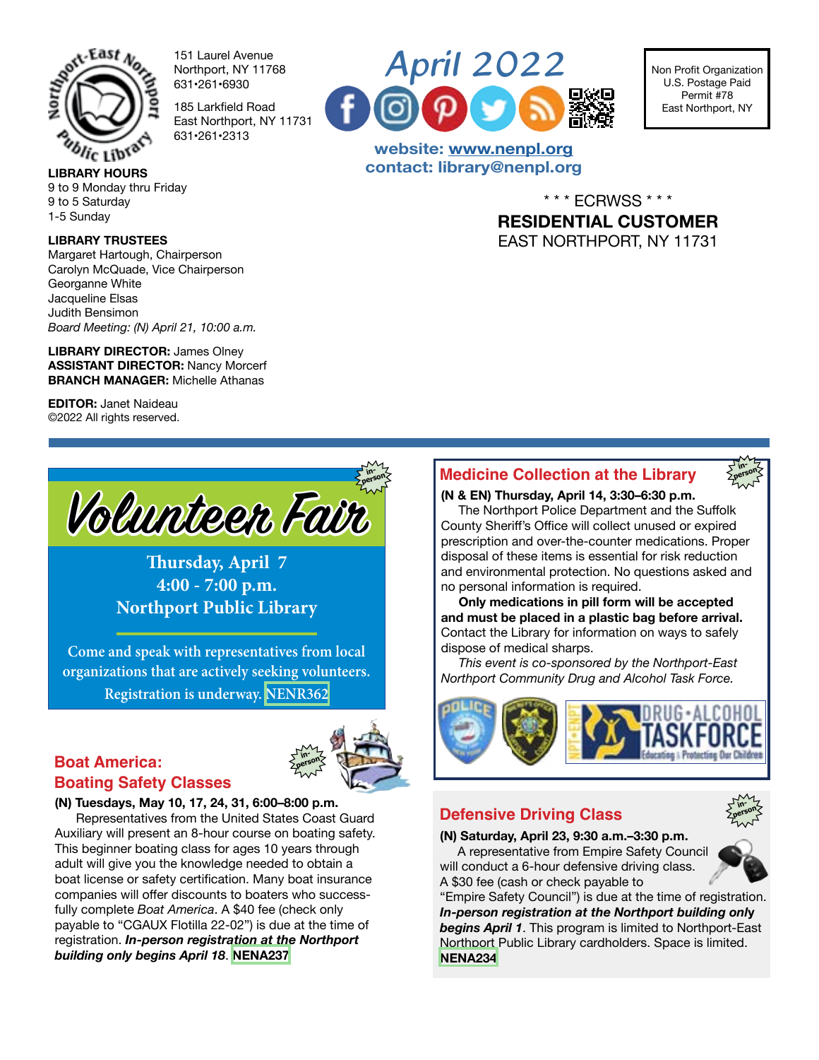Northport-East Northport Public Library

151 Laurel Avenue
Northport, NY 11768
631•261•6930

185 Larkfield Road
East Northport, NY 11731
631•261•2313

# April 2022

**website: www.nenpl.org**
**contact: library@nenpl.org**

Non Profit Organization
U.S. Postage Paid
Permit #78
East Northport, NY

\* \* \* ECRWSS \* \* \*
**RESIDENTIAL CUSTOMER**
EAST NORTHPORT, NY 11731

**LIBRARY HOURS**
9 to 9 Monday thru Friday
9 to 5 Saturday
1-5 Sunday

**LIBRARY TRUSTEES**
Margaret Hartough, Chairperson
Carolyn McQuade, Vice Chairperson
Georganne White
Jacqueline Elsas
Judith Bensimon
*Board Meeting: (N) April 21, 10:00 a.m.*

**LIBRARY DIRECTOR:** James Olney
**ASSISTANT DIRECTOR:** Nancy Morcerf
**BRANCH MANAGER:** Michelle Athanas

**EDITOR:** Janet Naideau
©2022 All rights reserved.

## Volunteer Fair

in-person

**Thursday, April 7**
**4:00 - 7:00 p.m.**
**Northport Public Library**

Come and speak with representatives from local organizations that are actively seeking volunteers. Registration is underway. NENR362

## Boat America: Boating Safety Classes

in-person

**(N) Tuesdays, May 10, 17, 24, 31, 6:00–8:00 p.m.**

Representatives from the United States Coast Guard Auxiliary will present an 8-hour course on boating safety. This beginner boating class for ages 10 years through adult will give you the knowledge needed to obtain a boat license or safety certification. Many boat insurance companies will offer discounts to boaters who successfully complete *Boat America*. A $40 fee (check only payable to "CGAUX Flotilla 22-02") is due at the time of registration. ***In-person registration at the Northport building only begins April 18***. NENA237

## Medicine Collection at the Library

in-person

**(N & EN) Thursday, April 14, 3:30–6:30 p.m.**

The Northport Police Department and the Suffolk County Sheriff's Office will collect unused or expired prescription and over-the-counter medications. Proper disposal of these items is essential for risk reduction and environmental protection. No questions asked and no personal information is required.

**Only medications in pill form will be accepted and must be placed in a plastic bag before arrival.** Contact the Library for information on ways to safely dispose of medical sharps.

*This event is co-sponsored by the Northport-East Northport Community Drug and Alcohol Task Force.*

## Defensive Driving Class

in-person

**(N) Saturday, April 23, 9:30 a.m.–3:30 p.m.**

A representative from Empire Safety Council will conduct a 6-hour defensive driving class. A $30 fee (cash or check payable to "Empire Safety Council") is due at the time of registration. ***In-person registration at the Northport building only begins April 1***. This program is limited to Northport-East Northport Public Library cardholders. Space is limited. NENA234